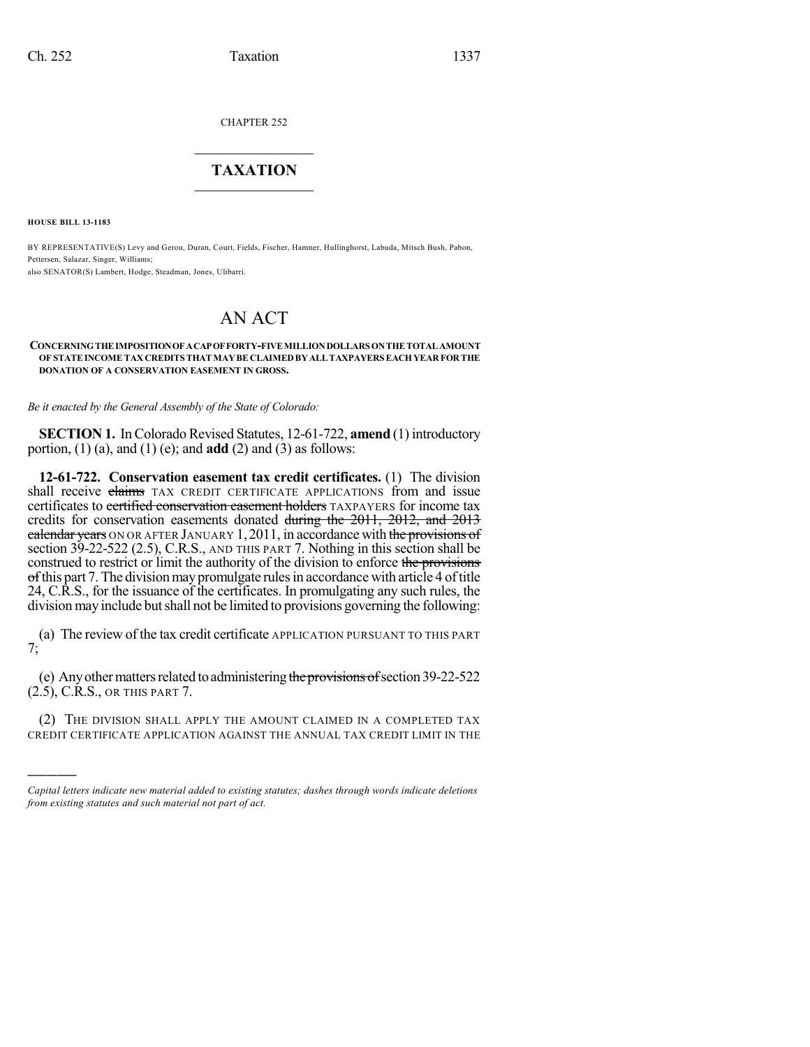CHAPTER 252

# TAXATION

**HOUSE BILL 13-1183**

BY REPRESENTATIVE(S) Levy and Gerou, Duran, Court, Fields, Fischer, Hamner, Hullinghorst, Labuda, Mitsch Bush, Pabon, Pettersen, Salazar, Singer, Williams;
also SENATOR(S) Lambert, Hodge, Steadman, Jones, Ulibarri.

# AN ACT

**CONCERNING THE IMPOSITION OF A CAP OF FORTY-FIVE MILLION DOLLARS ON THE TOTAL AMOUNT OF STATE INCOME TAX CREDITS THAT MAY BE CLAIMED BY ALL TAXPAYERS EACH YEAR FOR THE DONATION OF A CONSERVATION EASEMENT IN GROSS.**

*Be it enacted by the General Assembly of the State of Colorado:*

**SECTION 1.** In Colorado Revised Statutes, 12-61-722, **amend** (1) introductory portion, (1) (a), and (1) (e); and **add** (2) and (3) as follows:

**12-61-722. Conservation easement tax credit certificates.** (1) The division shall receive ~~claims~~ TAX CREDIT CERTIFICATE APPLICATIONS from and issue certificates to ~~certified conservation easement holders~~ TAXPAYERS for income tax credits for conservation easements donated ~~during the 2011, 2012, and 2013 calendar years~~ ON OR AFTER JANUARY 1, 2011, in accordance with ~~the provisions of~~ section 39-22-522 (2.5), C.R.S., AND THIS PART 7. Nothing in this section shall be construed to restrict or limit the authority of the division to enforce ~~the provisions of~~ this part 7. The division may promulgate rules in accordance with article 4 of title 24, C.R.S., for the issuance of the certificates. In promulgating any such rules, the division may include but shall not be limited to provisions governing the following:

(a) The review of the tax credit certificate APPLICATION PURSUANT TO THIS PART 7;

(e) Any other matters related to administering ~~the provisions of~~ section 39-22-522 (2.5), C.R.S., OR THIS PART 7.

(2) THE DIVISION SHALL APPLY THE AMOUNT CLAIMED IN A COMPLETED TAX CREDIT CERTIFICATE APPLICATION AGAINST THE ANNUAL TAX CREDIT LIMIT IN THE

*Capital letters indicate new material added to existing statutes; dashes through words indicate deletions from existing statutes and such material not part of act.*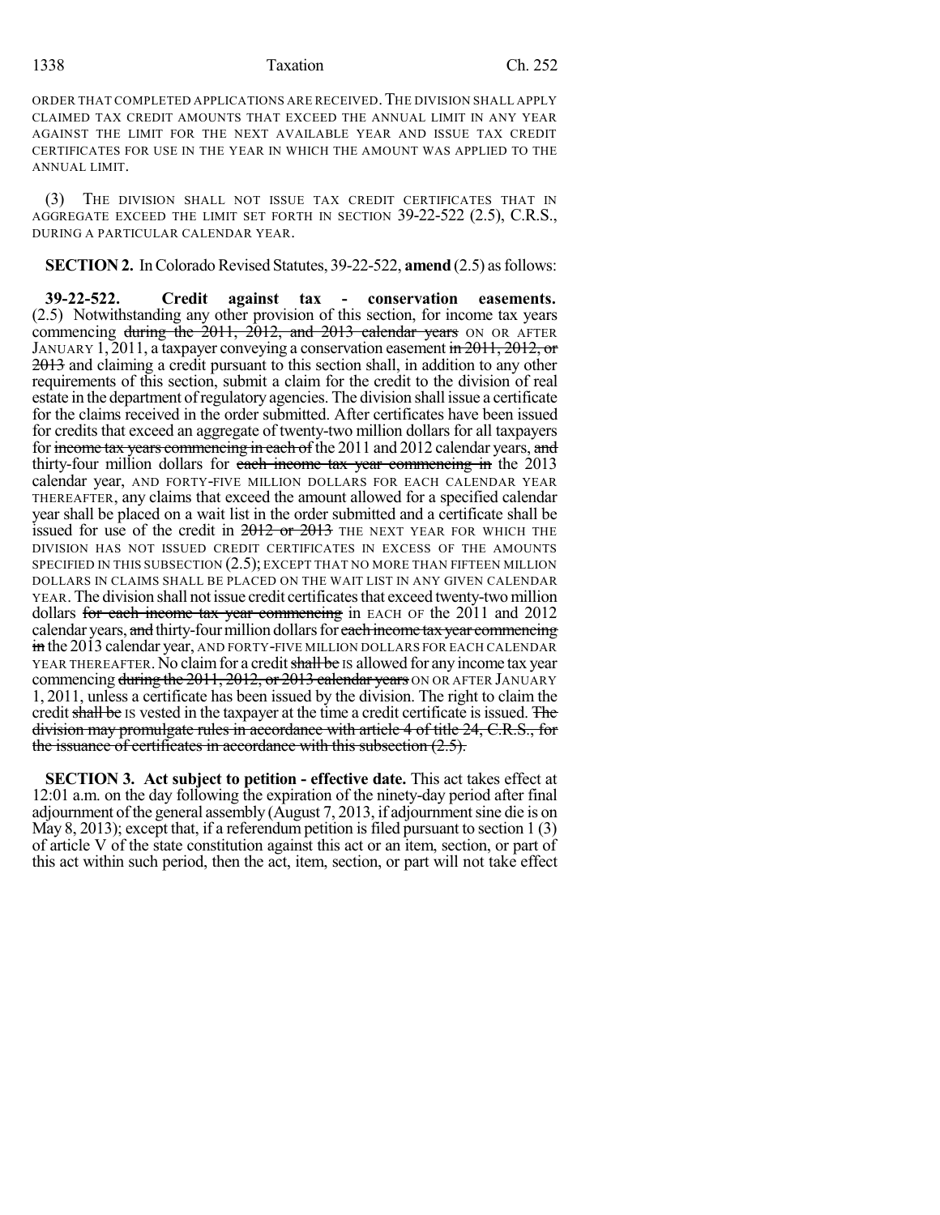ORDER THAT COMPLETED APPLICATIONS ARE RECEIVED. THE DIVISION SHALL APPLY CLAIMED TAX CREDIT AMOUNTS THAT EXCEED THE ANNUAL LIMIT IN ANY YEAR AGAINST THE LIMIT FOR THE NEXT AVAILABLE YEAR AND ISSUE TAX CREDIT CERTIFICATES FOR USE IN THE YEAR IN WHICH THE AMOUNT WAS APPLIED TO THE ANNUAL LIMIT.

(3) THE DIVISION SHALL NOT ISSUE TAX CREDIT CERTIFICATES THAT IN AGGREGATE EXCEED THE LIMIT SET FORTH IN SECTION 39-22-522 (2.5), C.R.S., DURING A PARTICULAR CALENDAR YEAR.

**SECTION 2.** In Colorado Revised Statutes, 39-22-522, **amend** (2.5) as follows:

**39-22-522. Credit against tax - conservation easements.** (2.5) Notwithstanding any other provision of this section, for income tax years commencing ~~during the 2011, 2012, and 2013 calendar years~~ ON OR AFTER JANUARY 1, 2011, a taxpayer conveying a conservation easement ~~in 2011, 2012, or 2013~~ and claiming a credit pursuant to this section shall, in addition to any other requirements of this section, submit a claim for the credit to the division of real estate in the department of regulatory agencies. The division shall issue a certificate for the claims received in the order submitted. After certificates have been issued for credits that exceed an aggregate of twenty-two million dollars for all taxpayers for ~~income tax years commencing in each of~~ the 2011 and 2012 calendar years, ~~and~~ thirty-four million dollars for ~~each income tax year commencing in~~ the 2013 calendar year, AND FORTY-FIVE MILLION DOLLARS FOR EACH CALENDAR YEAR THEREAFTER, any claims that exceed the amount allowed for a specified calendar year shall be placed on a wait list in the order submitted and a certificate shall be issued for use of the credit in ~~2012 or 2013~~ THE NEXT YEAR FOR WHICH THE DIVISION HAS NOT ISSUED CREDIT CERTIFICATES IN EXCESS OF THE AMOUNTS SPECIFIED IN THIS SUBSECTION (2.5); EXCEPT THAT NO MORE THAN FIFTEEN MILLION DOLLARS IN CLAIMS SHALL BE PLACED ON THE WAIT LIST IN ANY GIVEN CALENDAR YEAR. The division shall not issue credit certificates that exceed twenty-two million dollars ~~for each income tax year commencing~~ in EACH OF the 2011 and 2012 calendar years, ~~and~~ thirty-four million dollars for ~~each income tax year commencing in~~ the 2013 calendar year, AND FORTY-FIVE MILLION DOLLARS FOR EACH CALENDAR YEAR THEREAFTER. No claim for a credit ~~shall be~~ IS allowed for any income tax year commencing ~~during the 2011, 2012, or 2013 calendar years~~ ON OR AFTER JANUARY 1, 2011, unless a certificate has been issued by the division. The right to claim the credit ~~shall be~~ IS vested in the taxpayer at the time a credit certificate is issued. ~~The division may promulgate rules in accordance with article 4 of title 24, C.R.S., for the issuance of certificates in accordance with this subsection (2.5).~~

**SECTION 3. Act subject to petition - effective date.** This act takes effect at 12:01 a.m. on the day following the expiration of the ninety-day period after final adjournment of the general assembly (August 7, 2013, if adjournment sine die is on May 8, 2013); except that, if a referendum petition is filed pursuant to section 1 (3) of article V of the state constitution against this act or an item, section, or part of this act within such period, then the act, item, section, or part will not take effect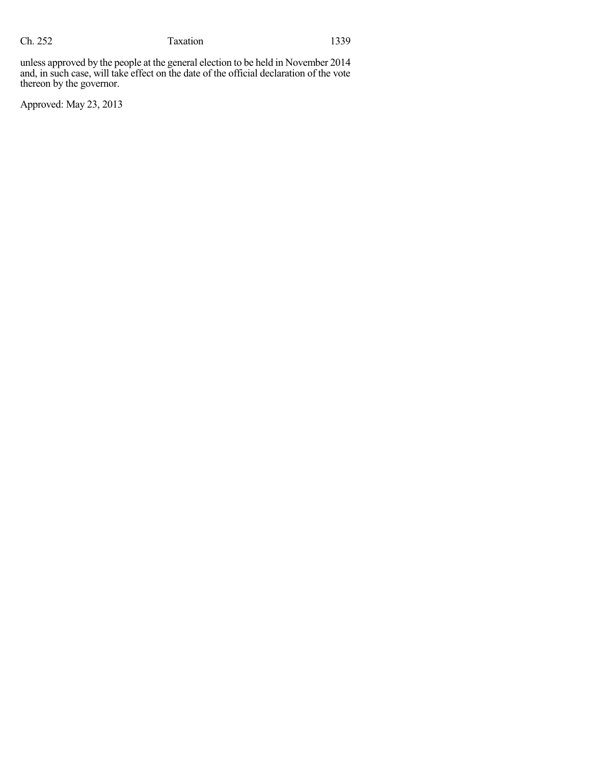unless approved by the people at the general election to be held in November 2014 and, in such case, will take effect on the date of the official declaration of the vote thereon by the governor.

Approved: May 23, 2013